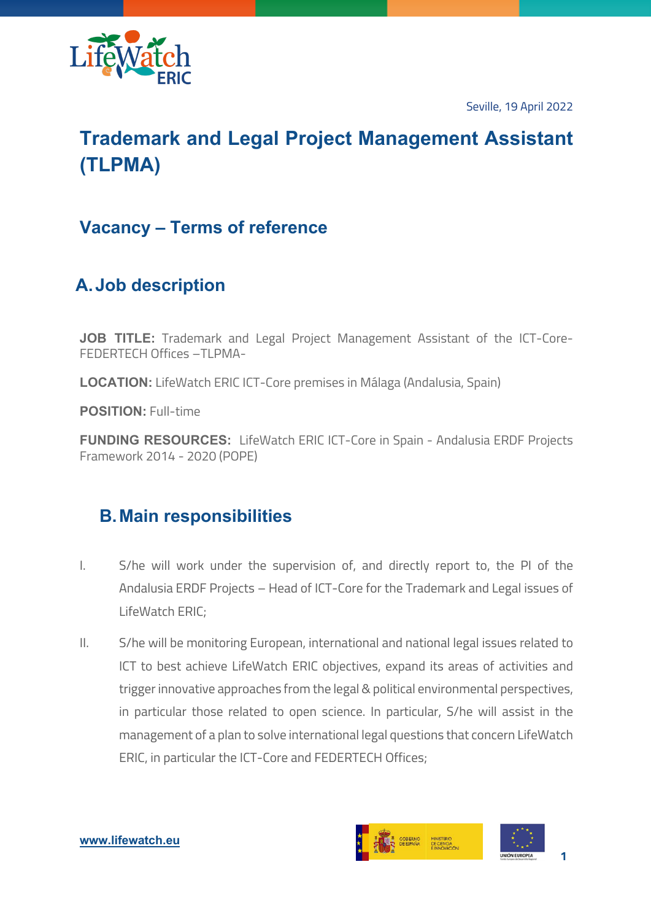Seville, 19 April 2022

# Trademark and Legal Project Management Assistant (TLPMA)

## Vacancy – Terms of reference

## A. Job description

**JOB TITLE:** Trademark and Legal Project Management Assistant of the ICT-Core-FEDERTECH Offices –TLPMA-

**LOCATION:** LifeWatch ERIC ICT-Core premises in Málaga (Andalusia, Spain)

**POSITION:** Full-time

**FUNDING RESOURCES:** LifeWatch ERIC ICT-Core in Spain - Andalusia ERDF Projects Framework 2014 - 2020 (POPE)

## B. Main responsibilities

I. S/he will work under the supervision of, and directly report to, the PI of the Andalusia ERDF Projects – Head of ICT-Core for the Trademark and Legal issues of LifeWatch ERIC;

II. S/he will be monitoring European, international and national legal issues related to ICT to best achieve LifeWatch ERIC objectives, expand its areas of activities and trigger innovative approaches from the legal & political environmental perspectives, in particular those related to open science. In particular, S/he will assist in the management of a plan to solve international legal questions that concern LifeWatch ERIC, in particular the ICT-Core and FEDERTECH Offices;

www.lifewatch.eu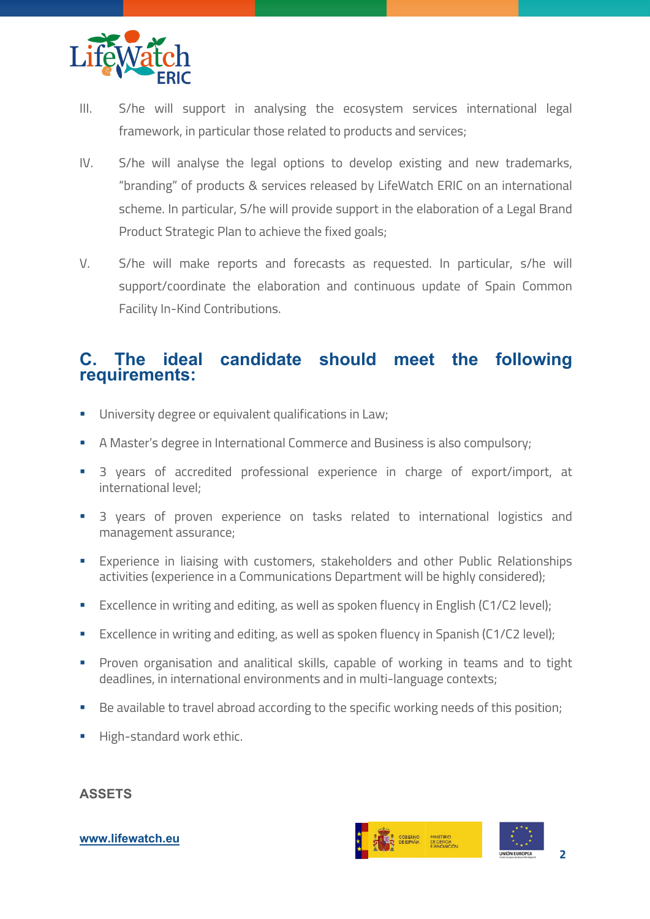III. S/he will support in analysing the ecosystem services international legal framework, in particular those related to products and services;

IV. S/he will analyse the legal options to develop existing and new trademarks, "branding" of products & services released by LifeWatch ERIC on an international scheme. In particular, S/he will provide support in the elaboration of a Legal Brand Product Strategic Plan to achieve the fixed goals;

V. S/he will make reports and forecasts as requested. In particular, s/he will support/coordinate the elaboration and continuous update of Spain Common Facility In-Kind Contributions.

## C. The ideal candidate should meet the following requirements:

- University degree or equivalent qualifications in Law;
- A Master's degree in International Commerce and Business is also compulsory;
- 3 years of accredited professional experience in charge of export/import, at international level;
- 3 years of proven experience on tasks related to international logistics and management assurance;
- Experience in liaising with customers, stakeholders and other Public Relationships activities (experience in a Communications Department will be highly considered);
- Excellence in writing and editing, as well as spoken fluency in English (C1/C2 level);
- Excellence in writing and editing, as well as spoken fluency in Spanish (C1/C2 level);
- Proven organisation and analitical skills, capable of working in teams and to tight deadlines, in international environments and in multi-language contexts;
- Be available to travel abroad according to the specific working needs of this position;
- High-standard work ethic.

**ASSETS**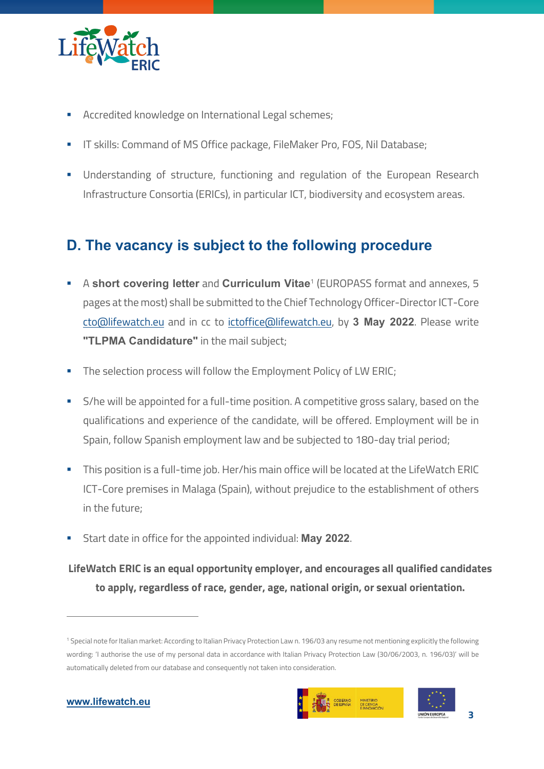- Accredited knowledge on International Legal schemes;
- IT skills: Command of MS Office package, FileMaker Pro, FOS, Nil Database;
- Understanding of structure, functioning and regulation of the European Research Infrastructure Consortia (ERICs), in particular ICT, biodiversity and ecosystem areas.

## D. The vacancy is subject to the following procedure

- A **short covering letter** and **Curriculum Vitae**[1] (EUROPASS format and annexes, 5 pages at the most) shall be submitted to the Chief Technology Officer-Director ICT-Core cto@lifewatch.eu and in cc to ictoffice@lifewatch.eu, by **3 May 2022**. Please write **"TLPMA Candidature"** in the mail subject;
- The selection process will follow the Employment Policy of LW ERIC;
- S/he will be appointed for a full-time position. A competitive gross salary, based on the qualifications and experience of the candidate, will be offered. Employment will be in Spain, follow Spanish employment law and be subjected to 180-day trial period;
- This position is a full-time job. Her/his main office will be located at the LifeWatch ERIC ICT-Core premises in Malaga (Spain), without prejudice to the establishment of others in the future;
- Start date in office for the appointed individual: **May 2022**.

**LifeWatch ERIC is an equal opportunity employer, and encourages all qualified candidates to apply, regardless of race, gender, age, national origin, or sexual orientation.**

[1] Special note for Italian market: According to Italian Privacy Protection Law n. 196/03 any resume not mentioning explicitly the following wording: 'I authorise the use of my personal data in accordance with Italian Privacy Protection Law (30/06/2003, n. 196/03)' will be automatically deleted from our database and consequently not taken into consideration.